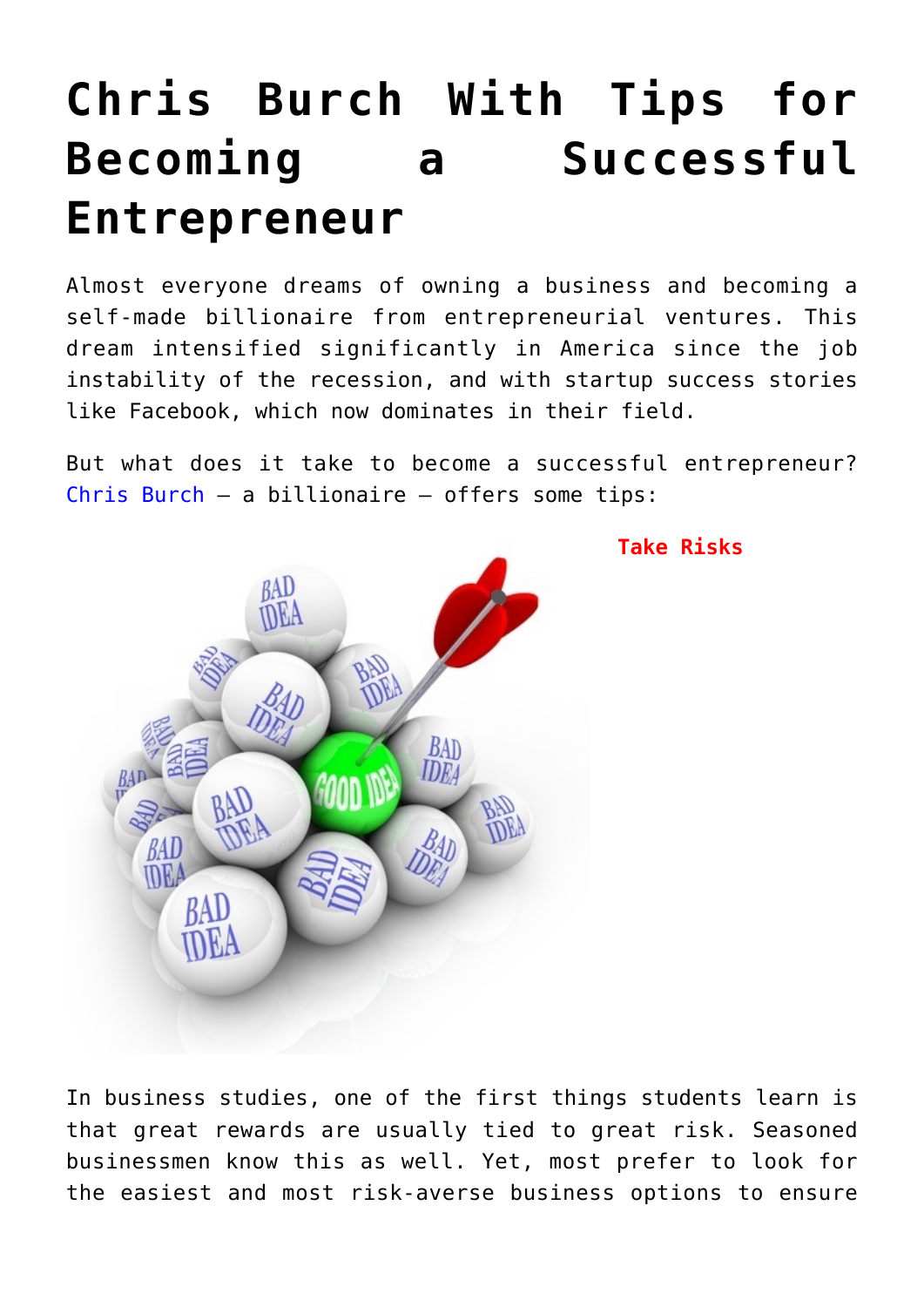# Chris Burch With Tips for Becoming a Successful Entrepreneur

Almost everyone dreams of owning a business and becoming a self-made billionaire from entrepreneurial ventures. This dream intensified significantly in America since the job instability of the recession, and with startup success stories like Facebook, which now dominates in their field.

But what does it take to become a successful entrepreneur? Chris Burch – a billionaire – offers some tips:

**Take Risks**

In business studies, one of the first things students learn is that great rewards are usually tied to great risk. Seasoned businessmen know this as well. Yet, most prefer to look for the easiest and most risk-averse business options to ensure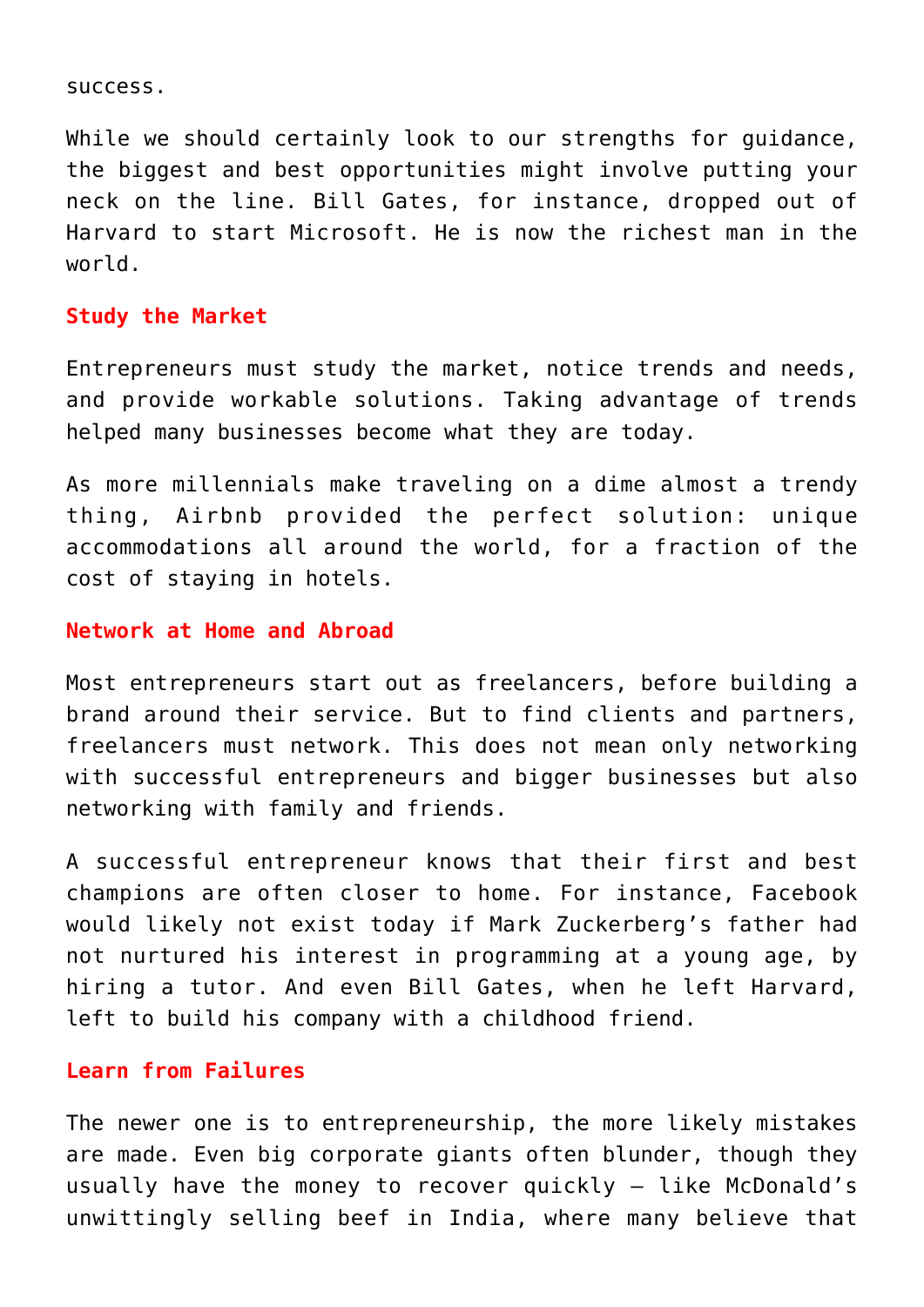success.

While we should certainly look to our strengths for guidance, the biggest and best opportunities might involve putting your neck on the line. Bill Gates, for instance, dropped out of Harvard to start Microsoft. He is now the richest man in the world.

## Study the Market

Entrepreneurs must study the market, notice trends and needs, and provide workable solutions. Taking advantage of trends helped many businesses become what they are today.

As more millennials make traveling on a dime almost a trendy thing, Airbnb provided the perfect solution: unique accommodations all around the world, for a fraction of the cost of staying in hotels.

## Network at Home and Abroad

Most entrepreneurs start out as freelancers, before building a brand around their service. But to find clients and partners, freelancers must network. This does not mean only networking with successful entrepreneurs and bigger businesses but also networking with family and friends.

A successful entrepreneur knows that their first and best champions are often closer to home. For instance, Facebook would likely not exist today if Mark Zuckerberg's father had not nurtured his interest in programming at a young age, by hiring a tutor. And even Bill Gates, when he left Harvard, left to build his company with a childhood friend.

## Learn from Failures

The newer one is to entrepreneurship, the more likely mistakes are made. Even big corporate giants often blunder, though they usually have the money to recover quickly – like McDonald's unwittingly selling beef in India, where many believe that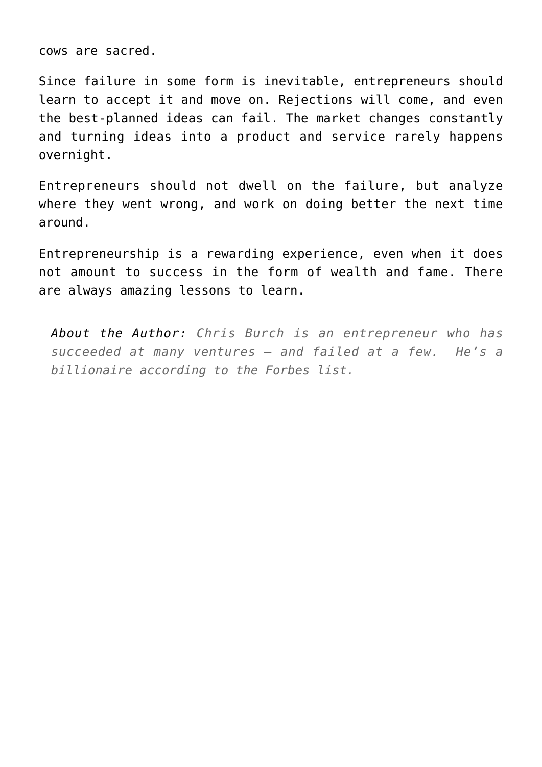cows are sacred.

Since failure in some form is inevitable, entrepreneurs should learn to accept it and move on. Rejections will come, and even the best-planned ideas can fail. The market changes constantly and turning ideas into a product and service rarely happens overnight.

Entrepreneurs should not dwell on the failure, but analyze where they went wrong, and work on doing better the next time around.

Entrepreneurship is a rewarding experience, even when it does not amount to success in the form of wealth and fame. There are always amazing lessons to learn.

*About the Author: Chris Burch is an entrepreneur who has succeeded at many ventures – and failed at a few. He's a billionaire according to the Forbes list.*